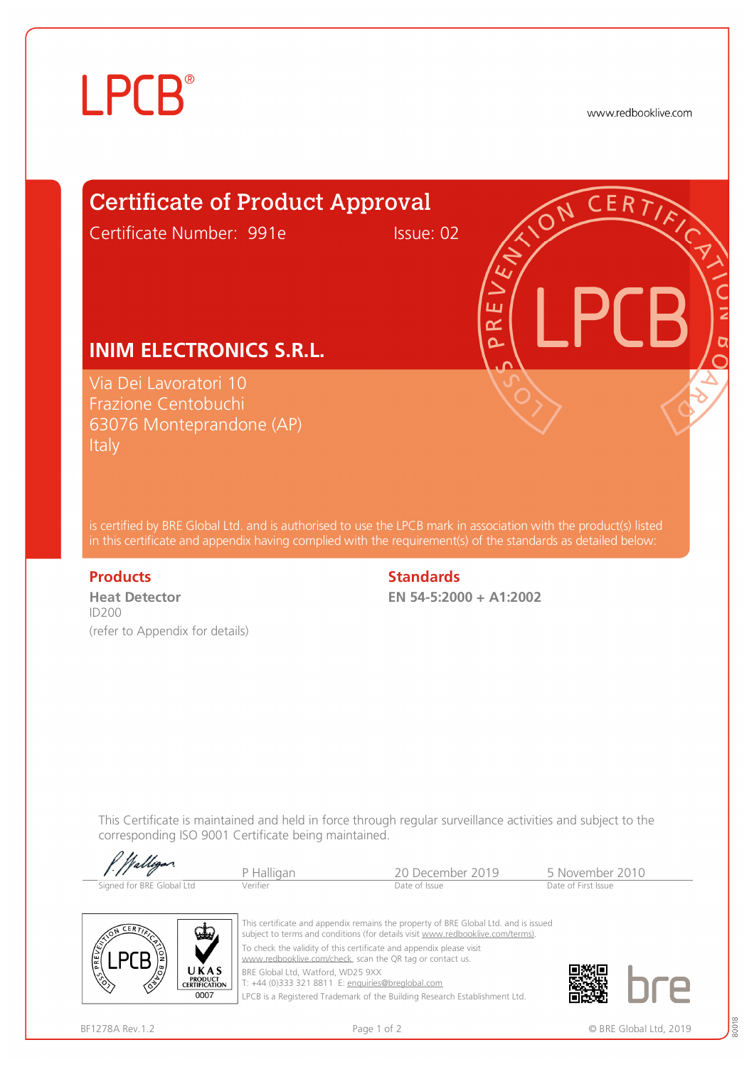LPCB®

www.redbooklive.com

# Certificate of Product Approval

Certificate Number: 991e    Issue: 02

## INIM ELECTRONICS S.R.L.

Via Dei Lavoratori 10
Frazione Centobuchi
63076 Monteprandone (AP)
Italy

is certified by BRE Global Ltd. and is authorised to use the LPCB mark in association with the product(s) listed in this certificate and appendix having complied with the requirement(s) of the standards as detailed below:

| Products | Standards |
| --- | --- |
| **Heat Detector**<br>ID200<br>(refer to Appendix for details) | **EN 54-5:2000 + A1:2002** |

This Certificate is maintained and held in force through regular surveillance activities and subject to the corresponding ISO 9001 Certificate being maintained.

| Signed for BRE Global Ltd | Verifier | Date of Issue | Date of First Issue |
| --- | --- | --- | --- |
| *P. Halligan* | P Halligan | 20 December 2019 | 5 November 2010 |

UKAS PRODUCT CERTIFICATION 0007

This certificate and appendix remains the property of BRE Global Ltd. and is issued subject to terms and conditions (for details visit www.redbooklive.com/terms).

To check the validity of this certificate and appendix please visit www.redbooklive.com/check, scan the QR tag or contact us.

BRE Global Ltd, Watford, WD25 9XX
T: +44 (0)333 321 8811 E: enquiries@breglobal.com

LPCB is a Registered Trademark of the Building Research Establishment Ltd.

BF1278A Rev.1.2    © BRE Global Ltd, 2019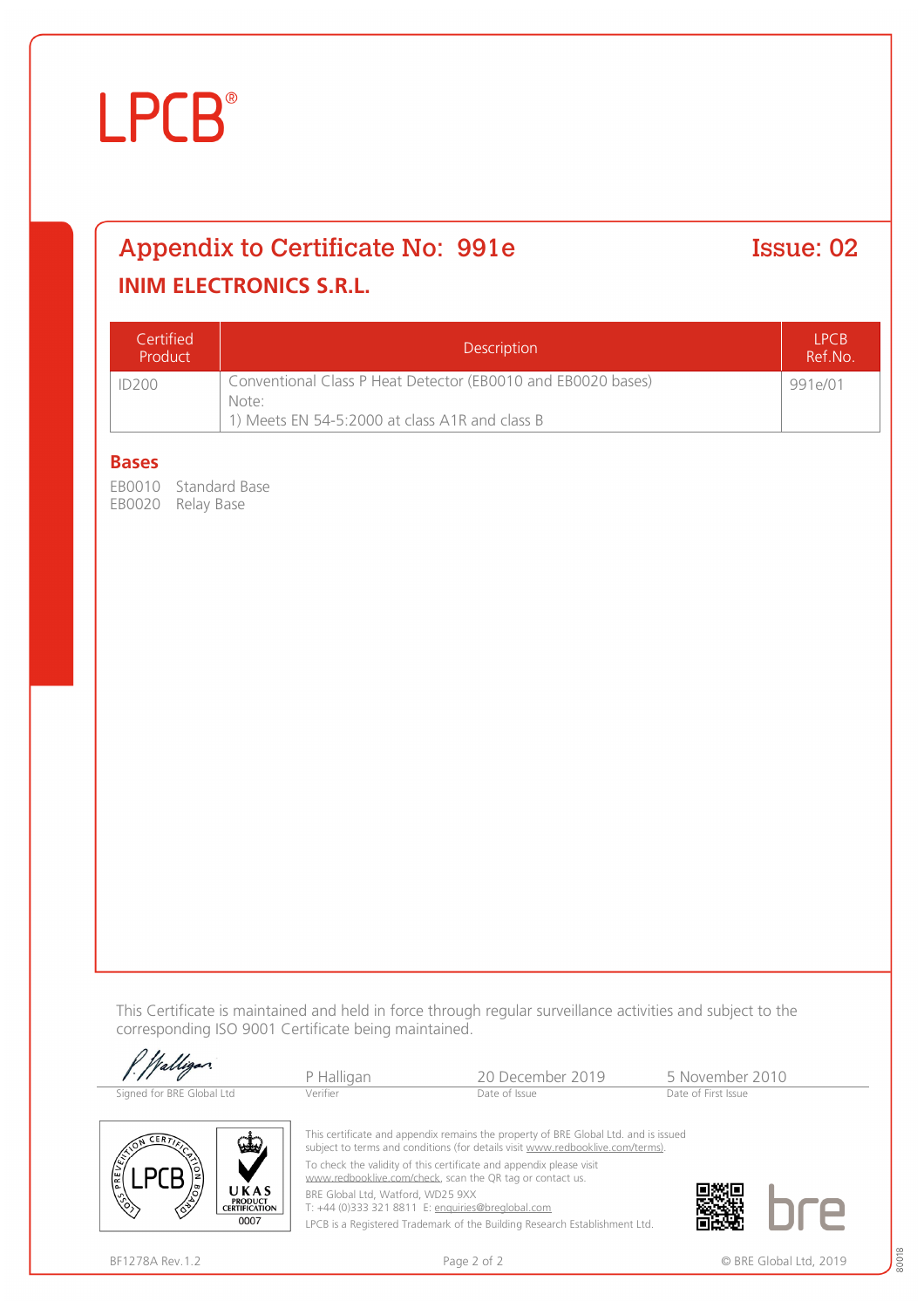LPCB®

## Appendix to Certificate No: 991e

Issue: 02

### INIM ELECTRONICS S.R.L.

| Certified Product | Description | LPCB Ref.No. |
|---|---|---|
| ID200 | Conventional Class P Heat Detector (EB0010 and EB0020 bases)<br>Note:<br>1) Meets EN 54-5:2000 at class A1R and class B | 991e/01 |

### Bases

EB0010 Standard Base
EB0020 Relay Base

This Certificate is maintained and held in force through regular surveillance activities and subject to the corresponding ISO 9001 Certificate being maintained.

| Signed for BRE Global Ltd | P Halligan<br>Verifier | 20 December 2019<br>Date of Issue | 5 November 2010<br>Date of First Issue |
|---|---|---|---|

This certificate and appendix remains the property of BRE Global Ltd. and is issued subject to terms and conditions (for details visit www.redbooklive.com/terms).

To check the validity of this certificate and appendix please visit www.redbooklive.com/check, scan the QR tag or contact us.

BRE Global Ltd, Watford, WD25 9XX
T: +44 (0)333 321 8811 E: enquiries@breglobal.com

LPCB is a Registered Trademark of the Building Research Establishment Ltd.

BF1278A Rev.1.2

© BRE Global Ltd, 2019